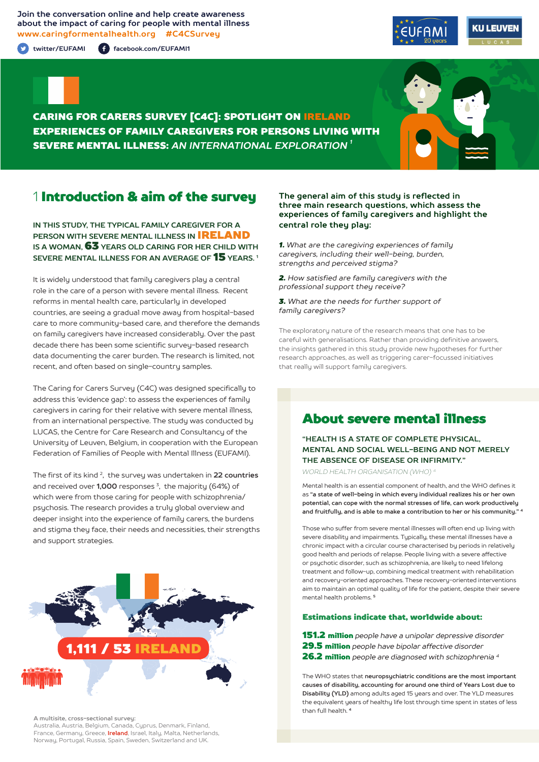Join the conversation online and help create awareness about the impact of caring for people with mental illness
www.caringformentalhealth.org #C4CSurvey

twitter/EUFAMI facebook.com/EUFAMI1

# CARING FOR CARERS SURVEY [C4C]: SPOTLIGHT ON IRELAND
# EXPERIENCES OF FAMILY CAREGIVERS FOR PERSONS LIVING WITH SEVERE MENTAL ILLNESS: *AN INTERNATIONAL EXPLORATION* [1]

## 1 Introduction & aim of the survey

**IN THIS STUDY, THE TYPICAL FAMILY CAREGIVER FOR A PERSON WITH SEVERE MENTAL ILLNESS IN IRELAND IS A WOMAN, 63 YEARS OLD CARING FOR HER CHILD WITH SEVERE MENTAL ILLNESS FOR AN AVERAGE OF 15 YEARS.** [1]

It is widely understood that family caregivers play a central role in the care of a person with severe mental illness. Recent reforms in mental health care, particularly in developed countries, are seeing a gradual move away from hospital-based care to more community-based care, and therefore the demands on family caregivers have increased considerably. Over the past decade there has been some scientific survey-based research data documenting the carer burden. The research is limited, not recent, and often based on single-country samples.

The Caring for Carers Survey (C4C) was designed specifically to address this 'evidence gap': to assess the experiences of family caregivers in caring for their relative with severe mental illness, from an international perspective. The study was conducted by LUCAS, the Centre for Care Research and Consultancy of the University of Leuven, Belgium, in cooperation with the European Federation of Families of People with Mental Illness (EUFAMI).

The first of its kind [2], the survey was undertaken in **22 countries** and received over **1,000** responses [3], the majority (64%) of which were from those caring for people with schizophrenia/psychosis. The research provides a truly global overview and deeper insight into the experience of family carers, the burdens and stigma they face, their needs and necessities, their strengths and support strategies.

**1,111 / 53 IRELAND**

**A multisite, cross-sectional survey:**
Australia, Austria, Belgium, Canada, Cyprus, Denmark, Finland, France, Germany, Greece, **Ireland**, Israel, Italy, Malta, Netherlands, Norway, Portugal, Russia, Spain, Sweden, Switzerland and UK.

**The general aim of this study is reflected in three main research questions, which assess the experiences of family caregivers and highlight the central role they play:**

***1.*** *What are the caregiving experiences of family caregivers, including their well-being, burden, strengths and perceived stigma?*

***2.*** *How satisfied are family caregivers with the professional support they receive?*

***3.*** *What are the needs for further support of family caregivers?*

The exploratory nature of the research means that one has to be careful with generalisations. Rather than providing definitive answers, the insights gathered in this study provide new hypotheses for further research approaches, as well as triggering carer-focussed initiatives that really will support family caregivers.

## About severe mental illness

**"HEALTH IS A STATE OF COMPLETE PHYSICAL, MENTAL AND SOCIAL WELL-BEING AND NOT MERELY THE ABSENCE OF DISEASE OR INFIRMITY."**
*WORLD HEALTH ORGANISATION (WHO)* [4]

Mental health is an essential component of health, and the WHO defines it as **"a state of well-being in which every individual realizes his or her own potential, can cope with the normal stresses of life, can work productively and fruitfully, and is able to make a contribution to her or his community."** [4]

Those who suffer from severe mental illnesses will often end up living with severe disability and impairments. Typically, these mental illnesses have a chronic impact with a circular course characterised by periods in relatively good health and periods of relapse. People living with a severe affective or psychotic disorder, such as schizophrenia, are likely to need lifelong treatment and follow-up, combining medical treatment with rehabilitation and recovery-oriented approaches. These recovery-oriented interventions aim to maintain an optimal quality of life for the patient, despite their severe mental health problems. [5]

### Estimations indicate that, worldwide about:

**151.2 million** *people have a unipolar depressive disorder*
**29.5 million** *people have bipolar affective disorder*
**26.2 million** *people are diagnosed with schizophrenia* [4]

The WHO states that **neuropsychiatric conditions are the most important causes of disability, accounting for around one third of Years Lost due to Disability (YLD)** among adults aged 15 years and over. The YLD measures the equivalent years of healthy life lost through time spent in states of less than full health. [4]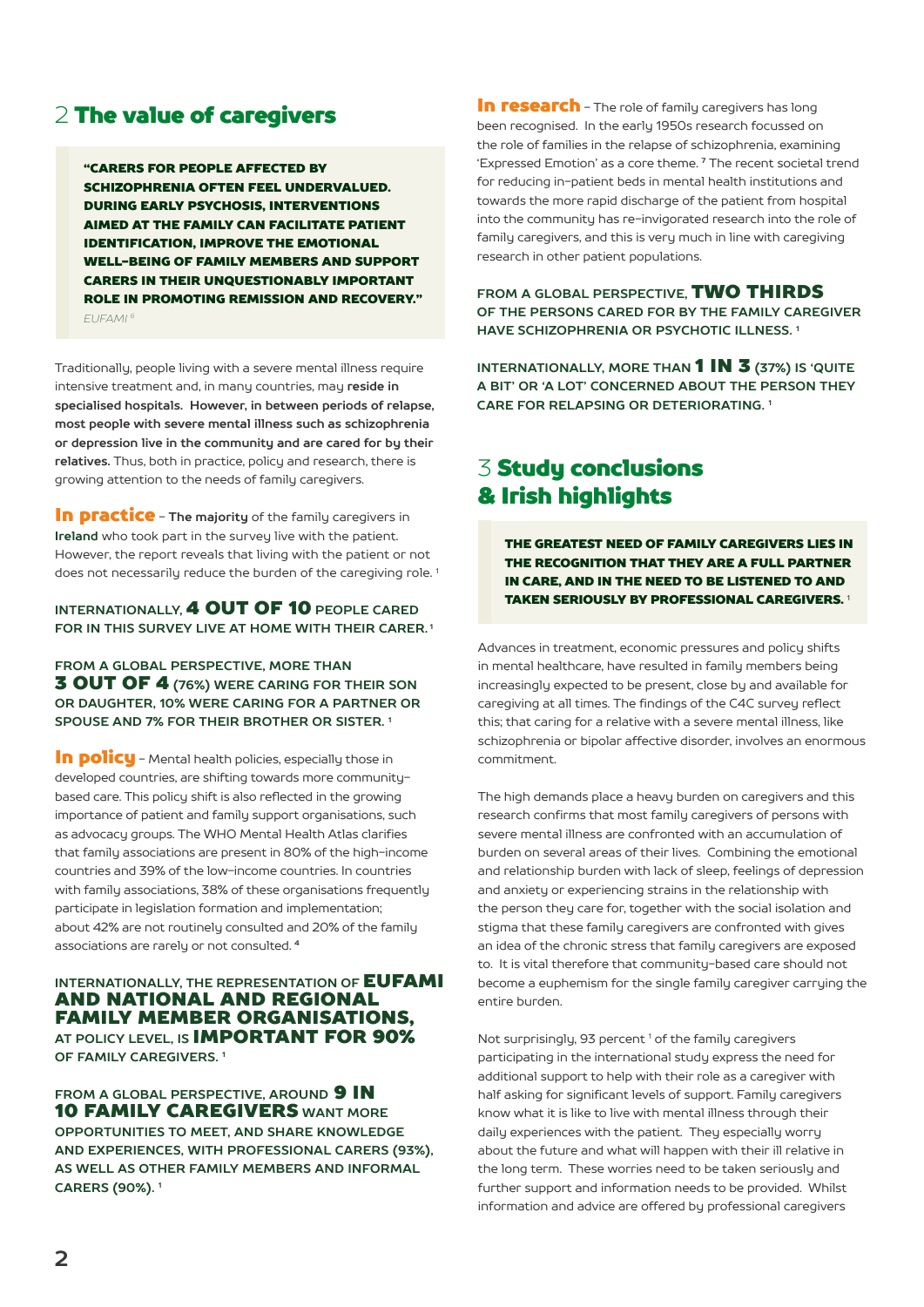## 2 The value of caregivers

> **"CARERS FOR PEOPLE AFFECTED BY SCHIZOPHRENIA OFTEN FEEL UNDERVALUED. DURING EARLY PSYCHOSIS, INTERVENTIONS AIMED AT THE FAMILY CAN FACILITATE PATIENT IDENTIFICATION, IMPROVE THE EMOTIONAL WELL-BEING OF FAMILY MEMBERS AND SUPPORT CARERS IN THEIR UNQUESTIONABLY IMPORTANT ROLE IN PROMOTING REMISSION AND RECOVERY."**
> *EUFAMI [8]*

Traditionally, people living with a severe mental illness require intensive treatment and, in many countries, may **reside in specialised hospitals. However, in between periods of relapse, most people with severe mental illness such as schizophrenia or depression live in the community and are cared for by their relatives.** Thus, both in practice, policy and research, there is growing attention to the needs of family caregivers.

**In practice** – **The majority** of the family caregivers in **Ireland** who took part in the survey live with the patient. However, the report reveals that living with the patient or not does not necessarily reduce the burden of the caregiving role. [1]

**INTERNATIONALLY, 4 OUT OF 10 PEOPLE CARED FOR IN THIS SURVEY LIVE AT HOME WITH THEIR CARER. [1]**

**FROM A GLOBAL PERSPECTIVE, MORE THAN 3 OUT OF 4 (76%) WERE CARING FOR THEIR SON OR DAUGHTER, 10% WERE CARING FOR A PARTNER OR SPOUSE AND 7% FOR THEIR BROTHER OR SISTER. [1]**

**In policy** – Mental health policies, especially those in developed countries, are shifting towards more community-based care. This policy shift is also reflected in the growing importance of patient and family support organisations, such as advocacy groups. The WHO Mental Health Atlas clarifies that family associations are present in 80% of the high-income countries and 39% of the low-income countries. In countries with family associations, 38% of these organisations frequently participate in legislation formation and implementation; about 42% are not routinely consulted and 20% of the family associations are rarely or not consulted. [4]

**INTERNATIONALLY, THE REPRESENTATION OF EUFAMI AND NATIONAL AND REGIONAL FAMILY MEMBER ORGANISATIONS, AT POLICY LEVEL, IS IMPORTANT FOR 90% OF FAMILY CAREGIVERS. [1]**

**FROM A GLOBAL PERSPECTIVE, AROUND 9 IN 10 FAMILY CAREGIVERS WANT MORE OPPORTUNITIES TO MEET, AND SHARE KNOWLEDGE AND EXPERIENCES, WITH PROFESSIONAL CARERS (93%), AS WELL AS OTHER FAMILY MEMBERS AND INFORMAL CARERS (90%). [1]**

**In research** – The role of family caregivers has long been recognised. In the early 1950s research focussed on the role of families in the relapse of schizophrenia, examining 'Expressed Emotion' as a core theme. [7] The recent societal trend for reducing in-patient beds in mental health institutions and towards the more rapid discharge of the patient from hospital into the community has re-invigorated research into the role of family caregivers, and this is very much in line with caregiving research in other patient populations.

**FROM A GLOBAL PERSPECTIVE, TWO THIRDS OF THE PERSONS CARED FOR BY THE FAMILY CAREGIVER HAVE SCHIZOPHRENIA OR PSYCHOTIC ILLNESS. [1]**

**INTERNATIONALLY, MORE THAN 1 IN 3 (37%) IS 'QUITE A BIT' OR 'A LOT' CONCERNED ABOUT THE PERSON THEY CARE FOR RELAPSING OR DETERIORATING. [1]**

## 3 Study conclusions & Irish highlights

> **THE GREATEST NEED OF FAMILY CAREGIVERS LIES IN THE RECOGNITION THAT THEY ARE A FULL PARTNER IN CARE, AND IN THE NEED TO BE LISTENED TO AND TAKEN SERIOUSLY BY PROFESSIONAL CAREGIVERS. [1]**

Advances in treatment, economic pressures and policy shifts in mental healthcare, have resulted in family members being increasingly expected to be present, close by and available for caregiving at all times. The findings of the C4C survey reflect this; that caring for a relative with a severe mental illness, like schizophrenia or bipolar affective disorder, involves an enormous commitment.

The high demands place a heavy burden on caregivers and this research confirms that most family caregivers of persons with severe mental illness are confronted with an accumulation of burden on several areas of their lives. Combining the emotional and relationship burden with lack of sleep, feelings of depression and anxiety or experiencing strains in the relationship with the person they care for, together with the social isolation and stigma that these family caregivers are confronted with gives an idea of the chronic stress that family caregivers are exposed to. It is vital therefore that community-based care should not become a euphemism for the single family caregiver carrying the entire burden.

Not surprisingly, 93 percent [1] of the family caregivers participating in the international study express the need for additional support to help with their role as a caregiver with half asking for significant levels of support. Family caregivers know what it is like to live with mental illness through their daily experiences with the patient. They especially worry about the future and what will happen with their ill relative in the long term. These worries need to be taken seriously and further support and information needs to be provided. Whilst information and advice are offered by professional caregivers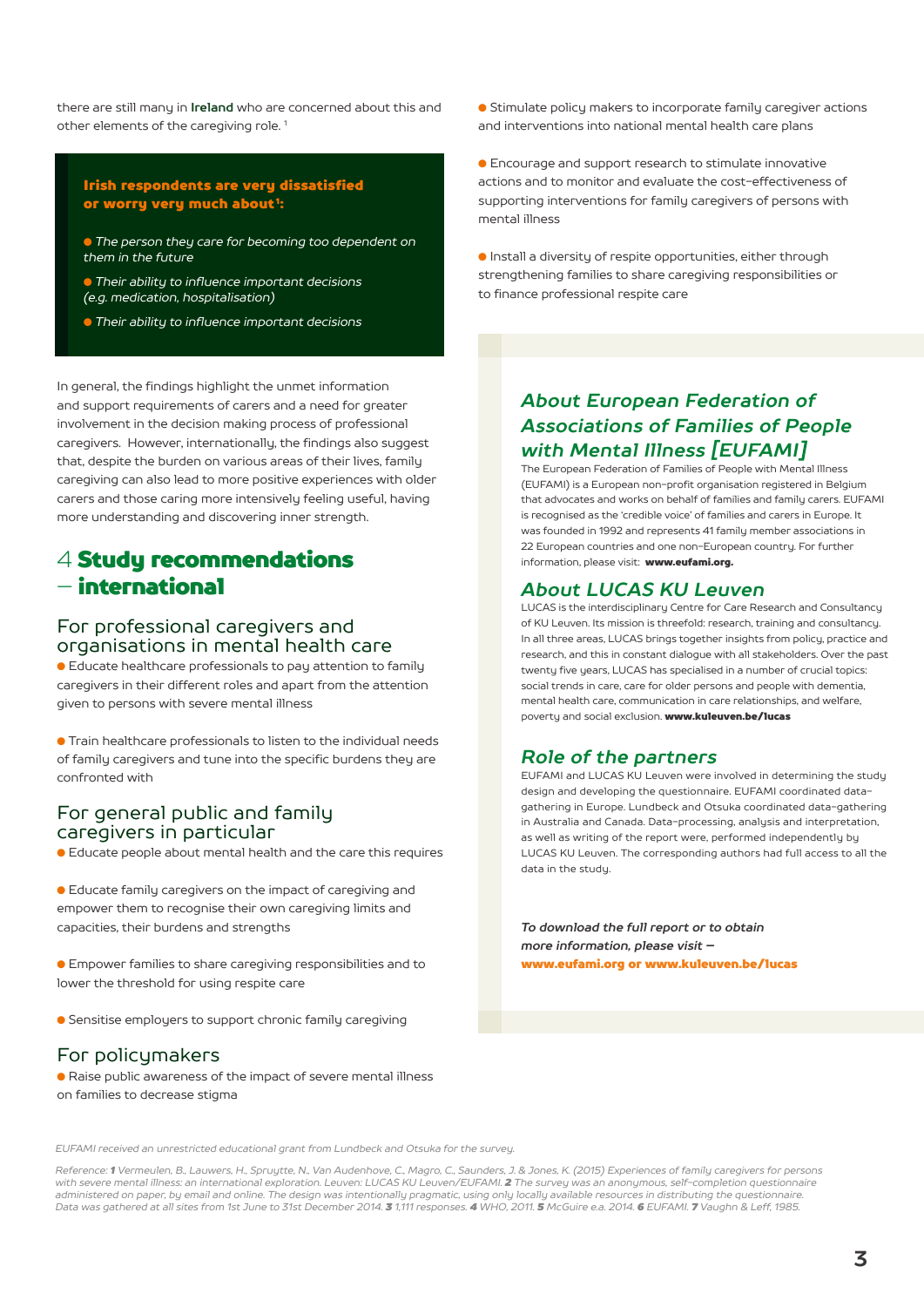there are still many in **Ireland** who are concerned about this and other elements of the caregiving role. [1]

> **Irish respondents are very dissatisfied or worry very much about[1]:**
>
> - *The person they care for becoming too dependent on them in the future*
> - *Their ability to influence important decisions (e.g. medication, hospitalisation)*
> - *Their ability to influence important decisions*

In general, the findings highlight the unmet information and support requirements of carers and a need for greater involvement in the decision making process of professional caregivers. However, internationally, the findings also suggest that, despite the burden on various areas of their lives, family caregiving can also lead to more positive experiences with older carers and those caring more intensively feeling useful, having more understanding and discovering inner strength.

## 4 Study recommendations – international

### For professional caregivers and organisations in mental health care

- Educate healthcare professionals to pay attention to family caregivers in their different roles and apart from the attention given to persons with severe mental illness
- Train healthcare professionals to listen to the individual needs of family caregivers and tune into the specific burdens they are confronted with

### For general public and family caregivers in particular

- Educate people about mental health and the care this requires
- Educate family caregivers on the impact of caregiving and empower them to recognise their own caregiving limits and capacities, their burdens and strengths
- Empower families to share caregiving responsibilities and to lower the threshold for using respite care
- Sensitise employers to support chronic family caregiving

### For policymakers

- Raise public awareness of the impact of severe mental illness on families to decrease stigma
- Stimulate policy makers to incorporate family caregiver actions and interventions into national mental health care plans
- Encourage and support research to stimulate innovative actions and to monitor and evaluate the cost-effectiveness of supporting interventions for family caregivers of persons with mental illness
- Install a diversity of respite opportunities, either through strengthening families to share caregiving responsibilities or to finance professional respite care

### *About European Federation of Associations of Families of People with Mental Illness [EUFAMI]*

The European Federation of Families of People with Mental Illness (EUFAMI) is a European non-profit organisation registered in Belgium that advocates and works on behalf of families and family carers. EUFAMI is recognised as the 'credible voice' of families and carers in Europe. It was founded in 1992 and represents 41 family member associations in 22 European countries and one non-European country. For further information, please visit: **www.eufami.org.**

### *About LUCAS KU Leuven*

LUCAS is the interdisciplinary Centre for Care Research and Consultancy of KU Leuven. Its mission is threefold: research, training and consultancy. In all three areas, LUCAS brings together insights from policy, practice and research, and this in constant dialogue with all stakeholders. Over the past twenty five years, LUCAS has specialised in a number of crucial topics: social trends in care, care for older persons and people with dementia, mental health care, communication in care relationships, and welfare, poverty and social exclusion. **www.kuleuven.be/lucas**

### *Role of the partners*

EUFAMI and LUCAS KU Leuven were involved in determining the study design and developing the questionnaire. EUFAMI coordinated data-gathering in Europe. Lundbeck and Otsuka coordinated data-gathering in Australia and Canada. Data-processing, analysis and interpretation, as well as writing of the report were, performed independently by LUCAS KU Leuven. The corresponding authors had full access to all the data in the study.

***To download the full report or to obtain more information, please visit –*** **www.eufami.org or www.kuleuven.be/lucas**

*EUFAMI received an unrestricted educational grant from Lundbeck and Otsuka for the survey.*

*Reference: **1** Vermeulen, B., Lauwers, H., Spruytte, N., Van Audenhove, C., Magro, C., Saunders, J. & Jones, K. (2015) Experiences of family caregivers for persons with severe mental illness: an international exploration. Leuven: LUCAS KU Leuven/EUFAMI. **2** The survey was an anonymous, self-completion questionnaire administered on paper, by email and online. The design was intentionally pragmatic, using only locally available resources in distributing the questionnaire. Data was gathered at all sites from 1st June to 31st December 2014. **3** 1,111 responses. **4** WHO, 2011. **5** McGuire e.a. 2014. **6** EUFAMI. **7** Vaughn & Leff, 1985.*